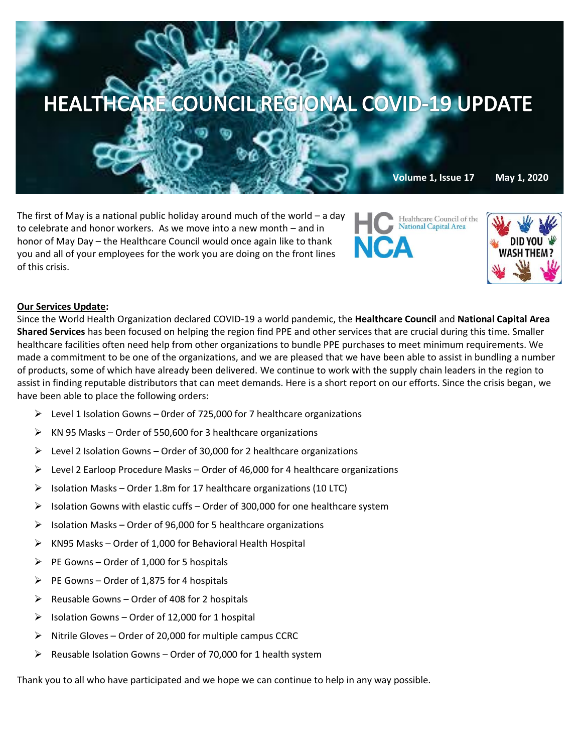# HEALTHCARE COUNCIL REGIONAL COVID-19 UPDATE

**Volume 1, Issue 17 May 1, 2020**

The first of May is a national public holiday around much of the world – a day to celebrate and honor workers. As we move into a new month – and in honor of May Day – the Healthcare Council would once again like to thank you and all of your employees for the work you are doing on the front lines of this crisis.

HC NCA Healthcare Council of the National Capital Area

DID YOU WASH THEM?

**Our Services Update:**

Since the World Health Organization declared COVID-19 a world pandemic, the **Healthcare Council** and **National Capital Area Shared Services** has been focused on helping the region find PPE and other services that are crucial during this time. Smaller healthcare facilities often need help from other organizations to bundle PPE purchases to meet minimum requirements. We made a commitment to be one of the organizations, and we are pleased that we have been able to assist in bundling a number of products, some of which have already been delivered. We continue to work with the supply chain leaders in the region to assist in finding reputable distributors that can meet demands. Here is a short report on our efforts. Since the crisis began, we have been able to place the following orders:

- Level 1 Isolation Gowns – 0rder of 725,000 for 7 healthcare organizations
- KN 95 Masks – Order of 550,600 for 3 healthcare organizations
- Level 2 Isolation Gowns – Order of 30,000 for 2 healthcare organizations
- Level 2 Earloop Procedure Masks – Order of 46,000 for 4 healthcare organizations
- Isolation Masks – Order 1.8m for 17 healthcare organizations (10 LTC)
- Isolation Gowns with elastic cuffs – Order of 300,000 for one healthcare system
- Isolation Masks – Order of 96,000 for 5 healthcare organizations
- KN95 Masks – Order of 1,000 for Behavioral Health Hospital
- PE Gowns – Order of 1,000 for 5 hospitals
- PE Gowns – Order of 1,875 for 4 hospitals
- Reusable Gowns – Order of 408 for 2 hospitals
- Isolation Gowns – Order of 12,000 for 1 hospital
- Nitrile Gloves – Order of 20,000 for multiple campus CCRC
- Reusable Isolation Gowns – Order of 70,000 for 1 health system

Thank you to all who have participated and we hope we can continue to help in any way possible.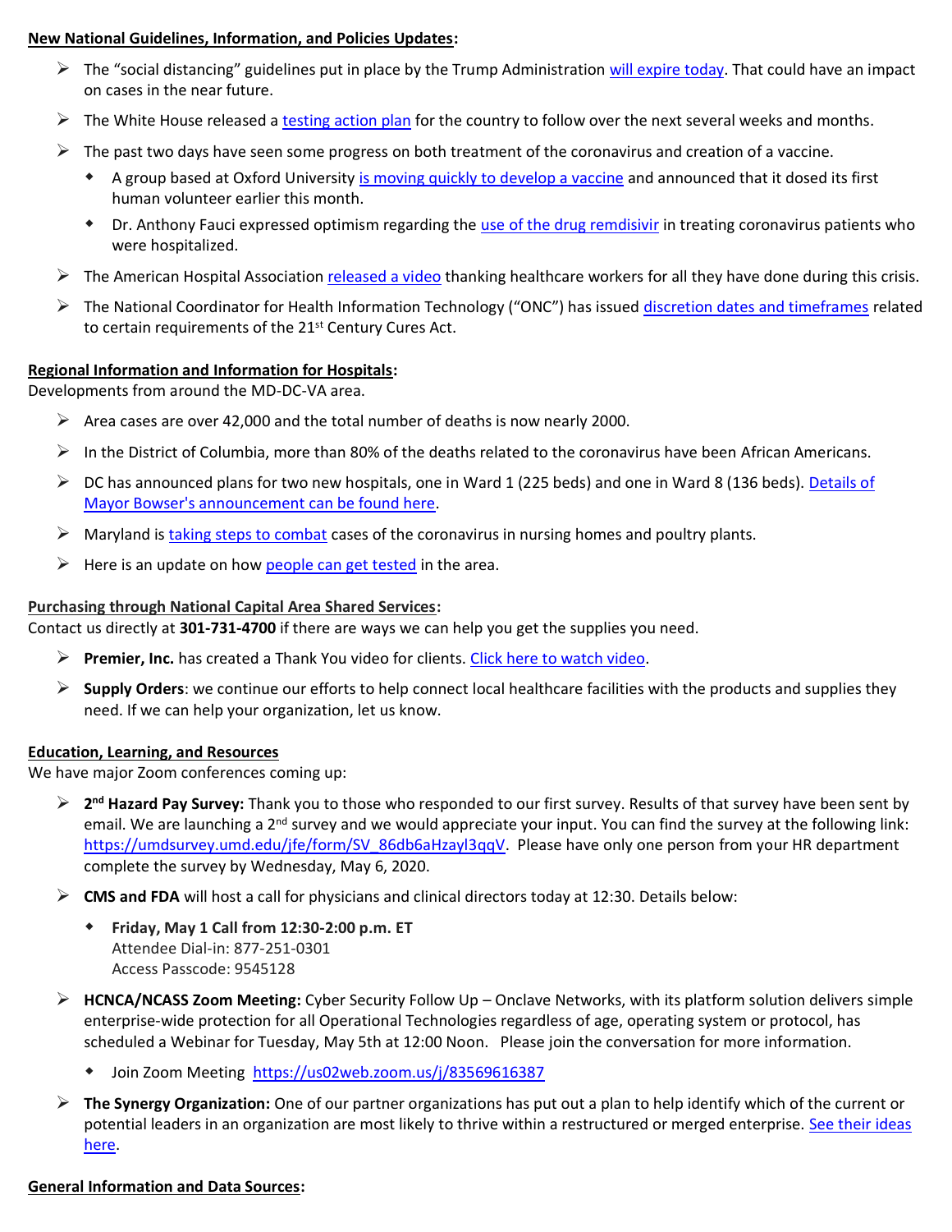**New National Guidelines, Information, and Policies Updates:**

- The "social distancing" guidelines put in place by the Trump Administration will expire today. That could have an impact on cases in the near future.
- The White House released a testing action plan for the country to follow over the next several weeks and months.
- The past two days have seen some progress on both treatment of the coronavirus and creation of a vaccine.
  - A group based at Oxford University is moving quickly to develop a vaccine and announced that it dosed its first human volunteer earlier this month.
  - Dr. Anthony Fauci expressed optimism regarding the use of the drug remdisivir in treating coronavirus patients who were hospitalized.
- The American Hospital Association released a video thanking healthcare workers for all they have done during this crisis.
- The National Coordinator for Health Information Technology ("ONC") has issued discretion dates and timeframes related to certain requirements of the 21st Century Cures Act.

**Regional Information and Information for Hospitals:**

Developments from around the MD-DC-VA area.

- Area cases are over 42,000 and the total number of deaths is now nearly 2000.
- In the District of Columbia, more than 80% of the deaths related to the coronavirus have been African Americans.
- DC has announced plans for two new hospitals, one in Ward 1 (225 beds) and one in Ward 8 (136 beds). Details of Mayor Bowser's announcement can be found here.
- Maryland is taking steps to combat cases of the coronavirus in nursing homes and poultry plants.
- Here is an update on how people can get tested in the area.

**Purchasing through National Capital Area Shared Services:**

Contact us directly at **301-731-4700** if there are ways we can help you get the supplies you need.

- **Premier, Inc.** has created a Thank You video for clients. Click here to watch video.
- **Supply Orders**: we continue our efforts to help connect local healthcare facilities with the products and supplies they need. If we can help your organization, let us know.

**Education, Learning, and Resources**

We have major Zoom conferences coming up:

- **2nd Hazard Pay Survey:** Thank you to those who responded to our first survey. Results of that survey have been sent by email. We are launching a 2nd survey and we would appreciate your input. You can find the survey at the following link: https://umdsurvey.umd.edu/jfe/form/SV_86db6aHzayl3qqV. Please have only one person from your HR department complete the survey by Wednesday, May 6, 2020.
- **CMS and FDA** will host a call for physicians and clinical directors today at 12:30. Details below:
  - **Friday, May 1 Call from 12:30-2:00 p.m. ET**
    Attendee Dial-in: 877-251-0301
    Access Passcode: 9545128
- **HCNCA/NCASS Zoom Meeting:** Cyber Security Follow Up – Onclave Networks, with its platform solution delivers simple enterprise-wide protection for all Operational Technologies regardless of age, operating system or protocol, has scheduled a Webinar for Tuesday, May 5th at 12:00 Noon. Please join the conversation for more information.
  - Join Zoom Meeting https://us02web.zoom.us/j/83569616387
- **The Synergy Organization:** One of our partner organizations has put out a plan to help identify which of the current or potential leaders in an organization are most likely to thrive within a restructured or merged enterprise. See their ideas here.

**General Information and Data Sources:**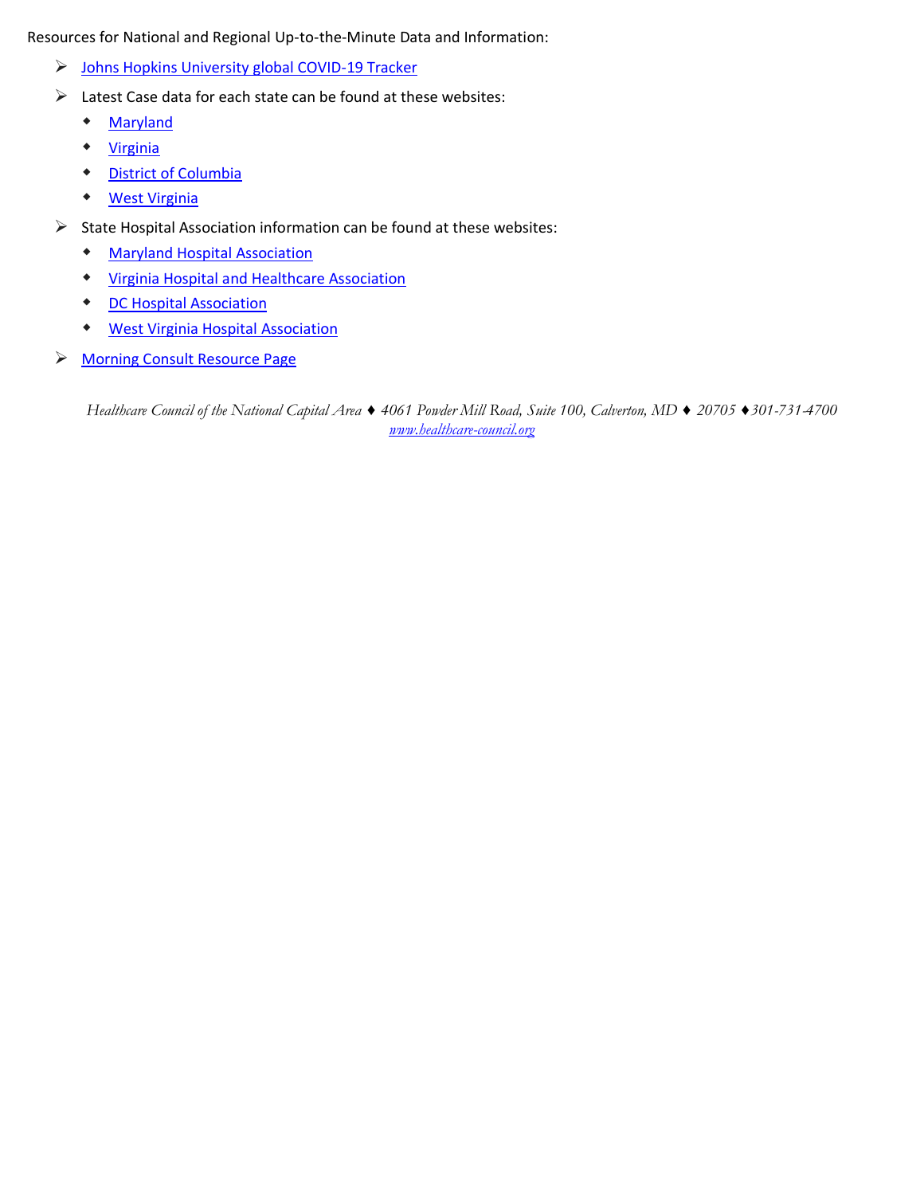Resources for National and Regional Up-to-the-Minute Data and Information:

- Johns Hopkins University global COVID-19 Tracker
- Latest Case data for each state can be found at these websites:
  - Maryland
  - Virginia
  - District of Columbia
  - West Virginia
- State Hospital Association information can be found at these websites:
  - Maryland Hospital Association
  - Virginia Hospital and Healthcare Association
  - DC Hospital Association
  - West Virginia Hospital Association
- Morning Consult Resource Page

*Healthcare Council of the National Capital Area ♦ 4061 Powder Mill Road, Suite 100, Calverton, MD ♦ 20705 ♦301-731-4700*
*www.healthcare-council.org*